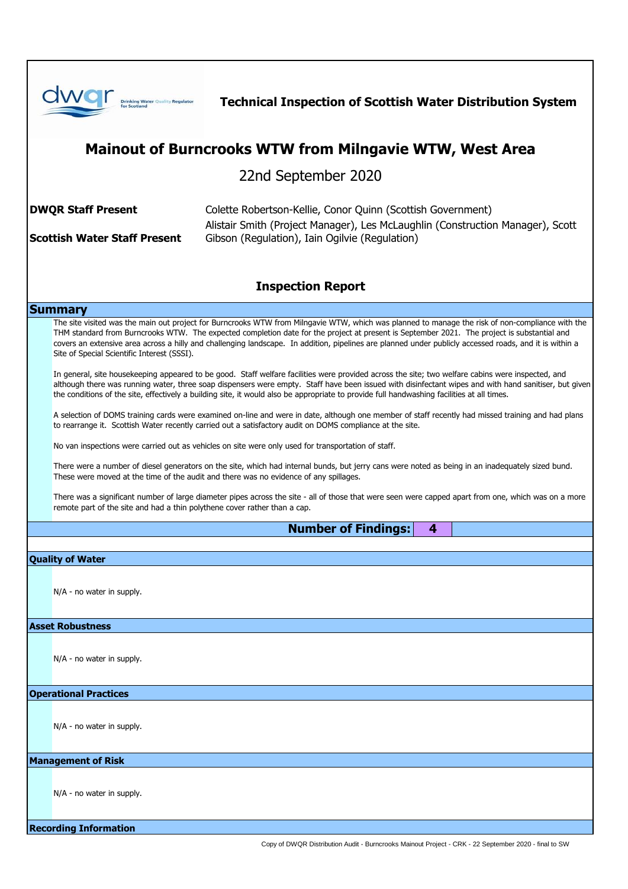**Technical Inspection of Scottish Water Distribution System**

# Mainout of Burncrooks WTW from Milngavie WTW, West Area

22nd September 2020

| | |
|---|---|
| **DWQR Staff Present** | Colette Robertson-Kellie, Conor Quinn (Scottish Government) |
| **Scottish Water Staff Present** | Alistair Smith (Project Manager), Les McLaughlin (Construction Manager), Scott Gibson (Regulation), Iain Ogilvie (Regulation) |

## Inspection Report

### Summary

The site visited was the main out project for Burncrooks WTW from Milngavie WTW, which was planned to manage the risk of non-compliance with the THM standard from Burncrooks WTW. The expected completion date for the project at present is September 2021. The project is substantial and covers an extensive area across a hilly and challenging landscape. In addition, pipelines are planned under publicly accessed roads, and it is within a Site of Special Scientific Interest (SSSI).

In general, site housekeeping appeared to be good. Staff welfare facilities were provided across the site; two welfare cabins were inspected, and although there was running water, three soap dispensers were empty. Staff have been issued with disinfectant wipes and with hand sanitiser, but given the conditions of the site, effectively a building site, it would also be appropriate to provide full handwashing facilities at all times.

A selection of DOMS training cards were examined on-line and were in date, although one member of staff recently had missed training and had plans to rearrange it. Scottish Water recently carried out a satisfactory audit on DOMS compliance at the site.

No van inspections were carried out as vehicles on site were only used for transportation of staff.

There were a number of diesel generators on the site, which had internal bunds, but jerry cans were noted as being in an inadequately sized bund. These were moved at the time of the audit and there was no evidence of any spillages.

There was a significant number of large diameter pipes across the site - all of those that were seen were capped apart from one, which was on a more remote part of the site and had a thin polythene cover rather than a cap.

**Number of Findings: 4**

### Quality of Water

N/A - no water in supply.

### Asset Robustness

N/A - no water in supply.

### Operational Practices

N/A - no water in supply.

### Management of Risk

N/A - no water in supply.

### Recording Information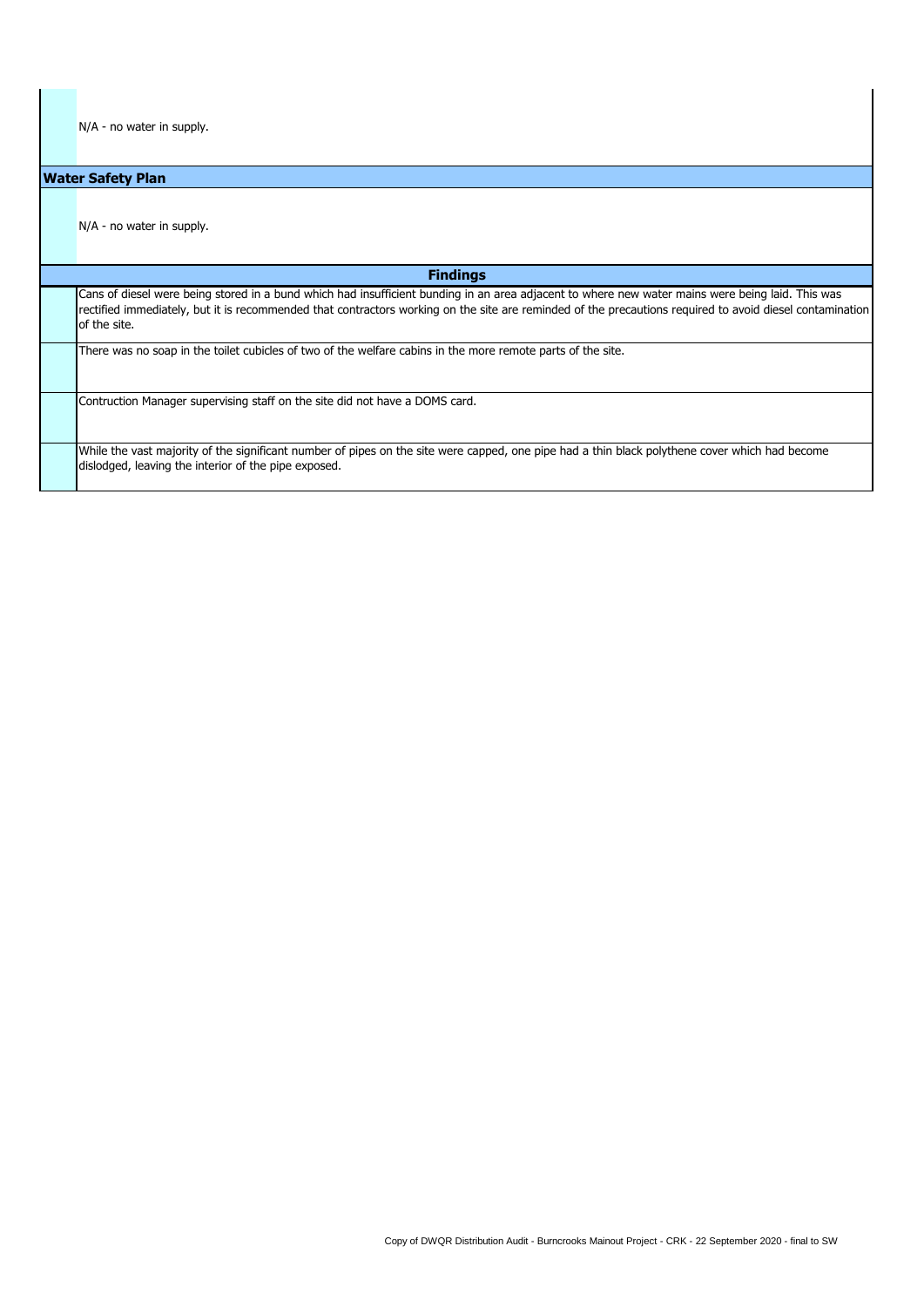N/A - no water in supply.

## Water Safety Plan

N/A - no water in supply.

## Findings

| | |
|---|---|
| | Cans of diesel were being stored in a bund which had insufficient bunding in an area adjacent to where new water mains were being laid. This was rectified immediately, but it is recommended that contractors working on the site are reminded of the precautions required to avoid diesel contamination of the site. |
| | There was no soap in the toilet cubicles of two of the welfare cabins in the more remote parts of the site. |
| | Contruction Manager supervising staff on the site did not have a DOMS card. |
| | While the vast majority of the significant number of pipes on the site were capped, one pipe had a thin black polythene cover which had become dislodged, leaving the interior of the pipe exposed. |